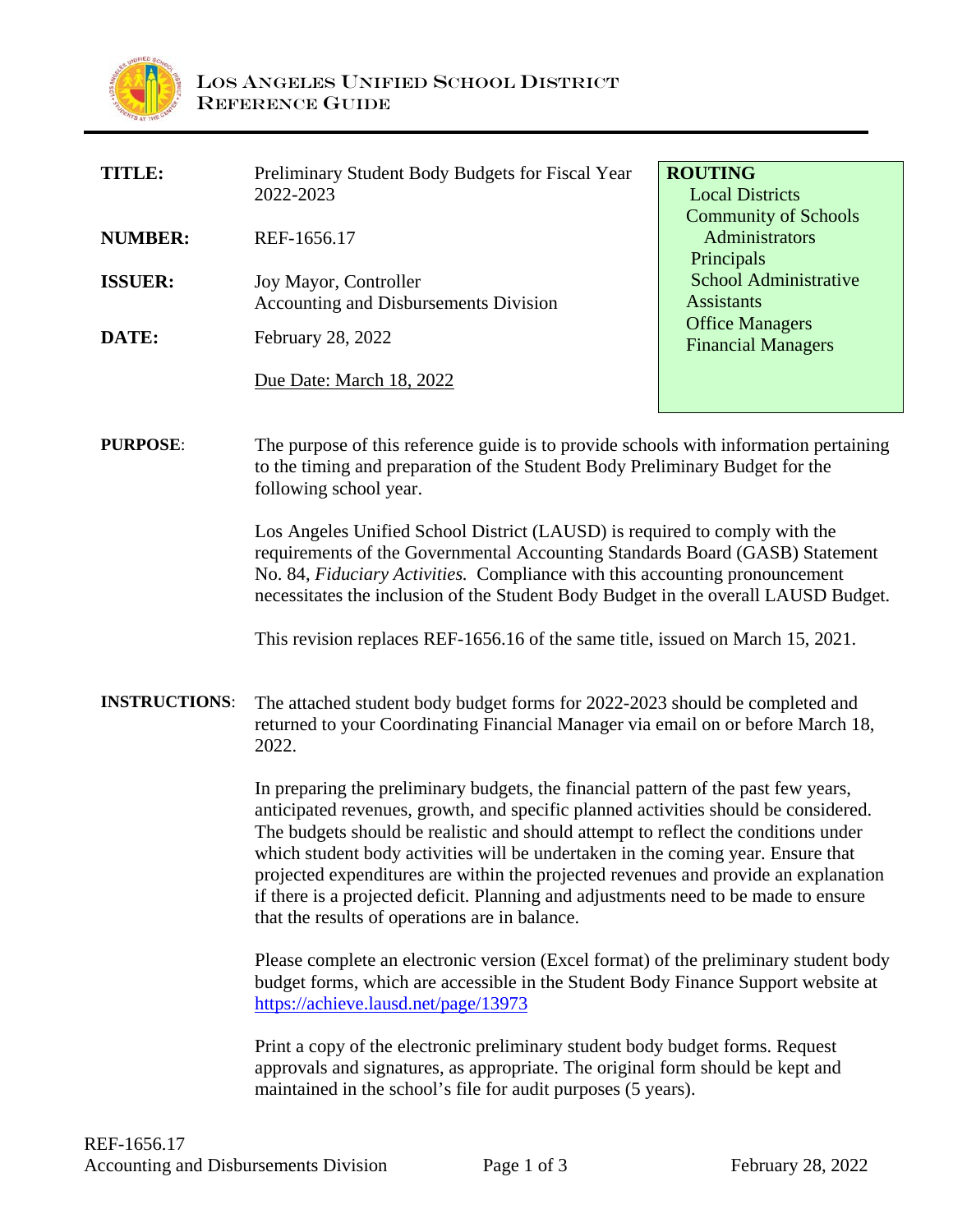# LOS ANGELES UNIFIED SCHOOL DISTRICT
## REFERENCE GUIDE

| | | |
|---|---|---|
| **TITLE:** | Preliminary Student Body Budgets for Fiscal Year 2022-2023 | **ROUTING**<br>Local Districts<br>Community of Schools Administrators<br>Principals<br>School Administrative Assistants<br>Office Managers<br>Financial Managers |
| **NUMBER:** | REF-1656.17 | |
| **ISSUER:** | Joy Mayor, Controller<br>Accounting and Disbursements Division | |
| **DATE:** | February 28, 2022<br><br><u>Due Date: March 18, 2022</u> | |

**PURPOSE**: The purpose of this reference guide is to provide schools with information pertaining to the timing and preparation of the Student Body Preliminary Budget for the following school year.

Los Angeles Unified School District (LAUSD) is required to comply with the requirements of the Governmental Accounting Standards Board (GASB) Statement No. 84, *Fiduciary Activities.* Compliance with this accounting pronouncement necessitates the inclusion of the Student Body Budget in the overall LAUSD Budget.

This revision replaces REF-1656.16 of the same title, issued on March 15, 2021.

**INSTRUCTIONS**: The attached student body budget forms for 2022-2023 should be completed and returned to your Coordinating Financial Manager via email on or before March 18, 2022.

In preparing the preliminary budgets, the financial pattern of the past few years, anticipated revenues, growth, and specific planned activities should be considered. The budgets should be realistic and should attempt to reflect the conditions under which student body activities will be undertaken in the coming year. Ensure that projected expenditures are within the projected revenues and provide an explanation if there is a projected deficit. Planning and adjustments need to be made to ensure that the results of operations are in balance.

Please complete an electronic version (Excel format) of the preliminary student body budget forms, which are accessible in the Student Body Finance Support website at https://achieve.lausd.net/page/13973

Print a copy of the electronic preliminary student body budget forms. Request approvals and signatures, as appropriate. The original form should be kept and maintained in the school's file for audit purposes (5 years).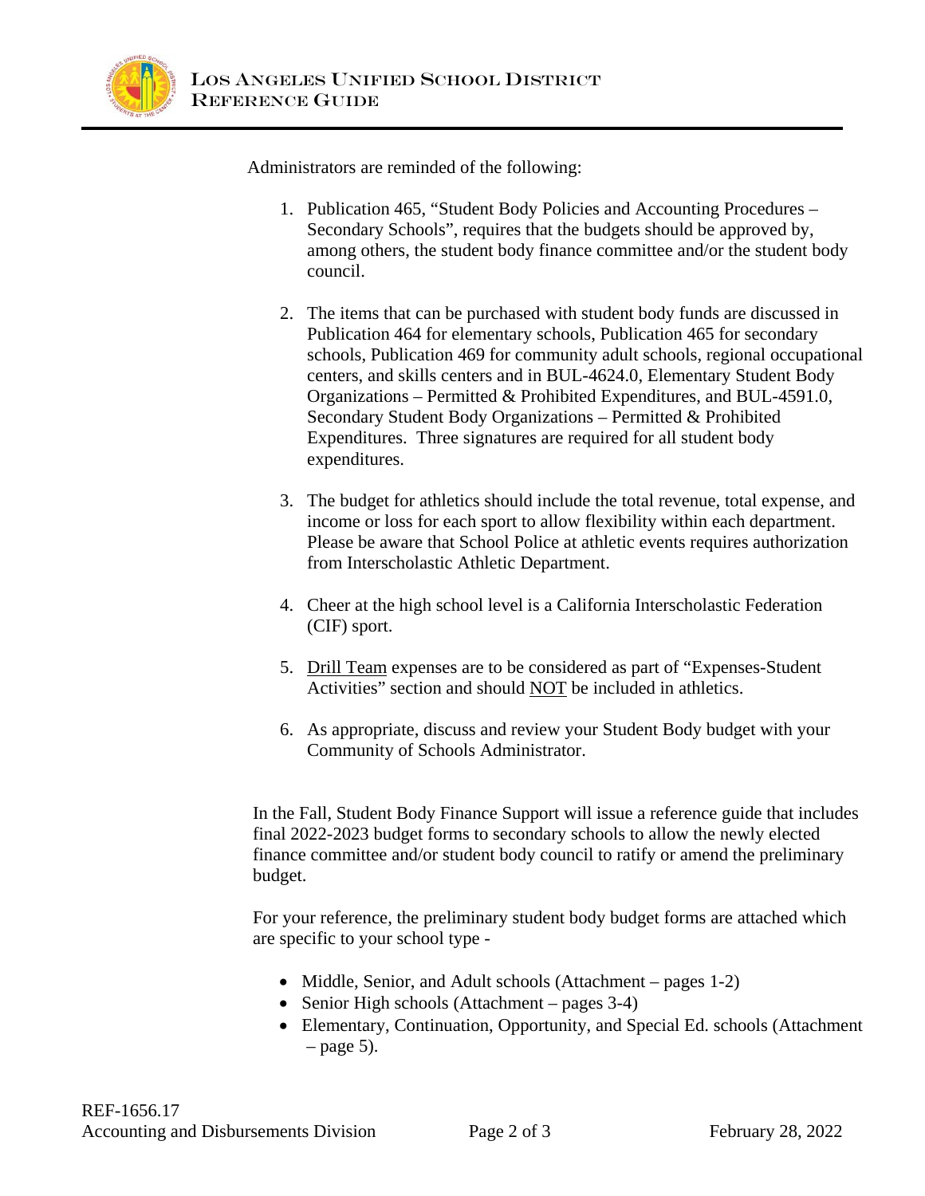Administrators are reminded of the following:

1. Publication 465, "Student Body Policies and Accounting Procedures – Secondary Schools", requires that the budgets should be approved by, among others, the student body finance committee and/or the student body council.

2. The items that can be purchased with student body funds are discussed in Publication 464 for elementary schools, Publication 465 for secondary schools, Publication 469 for community adult schools, regional occupational centers, and skills centers and in BUL-4624.0, Elementary Student Body Organizations – Permitted & Prohibited Expenditures, and BUL-4591.0, Secondary Student Body Organizations – Permitted & Prohibited Expenditures. Three signatures are required for all student body expenditures.

3. The budget for athletics should include the total revenue, total expense, and income or loss for each sport to allow flexibility within each department. Please be aware that School Police at athletic events requires authorization from Interscholastic Athletic Department.

4. Cheer at the high school level is a California Interscholastic Federation (CIF) sport.

5. <u>Drill Team</u> expenses are to be considered as part of "Expenses-Student Activities" section and should <u>NOT</u> be included in athletics.

6. As appropriate, discuss and review your Student Body budget with your Community of Schools Administrator.

In the Fall, Student Body Finance Support will issue a reference guide that includes final 2022-2023 budget forms to secondary schools to allow the newly elected finance committee and/or student body council to ratify or amend the preliminary budget.

For your reference, the preliminary student body budget forms are attached which are specific to your school type -

- Middle, Senior, and Adult schools (Attachment – pages 1-2)
- Senior High schools (Attachment – pages 3-4)
- Elementary, Continuation, Opportunity, and Special Ed. schools (Attachment – page 5).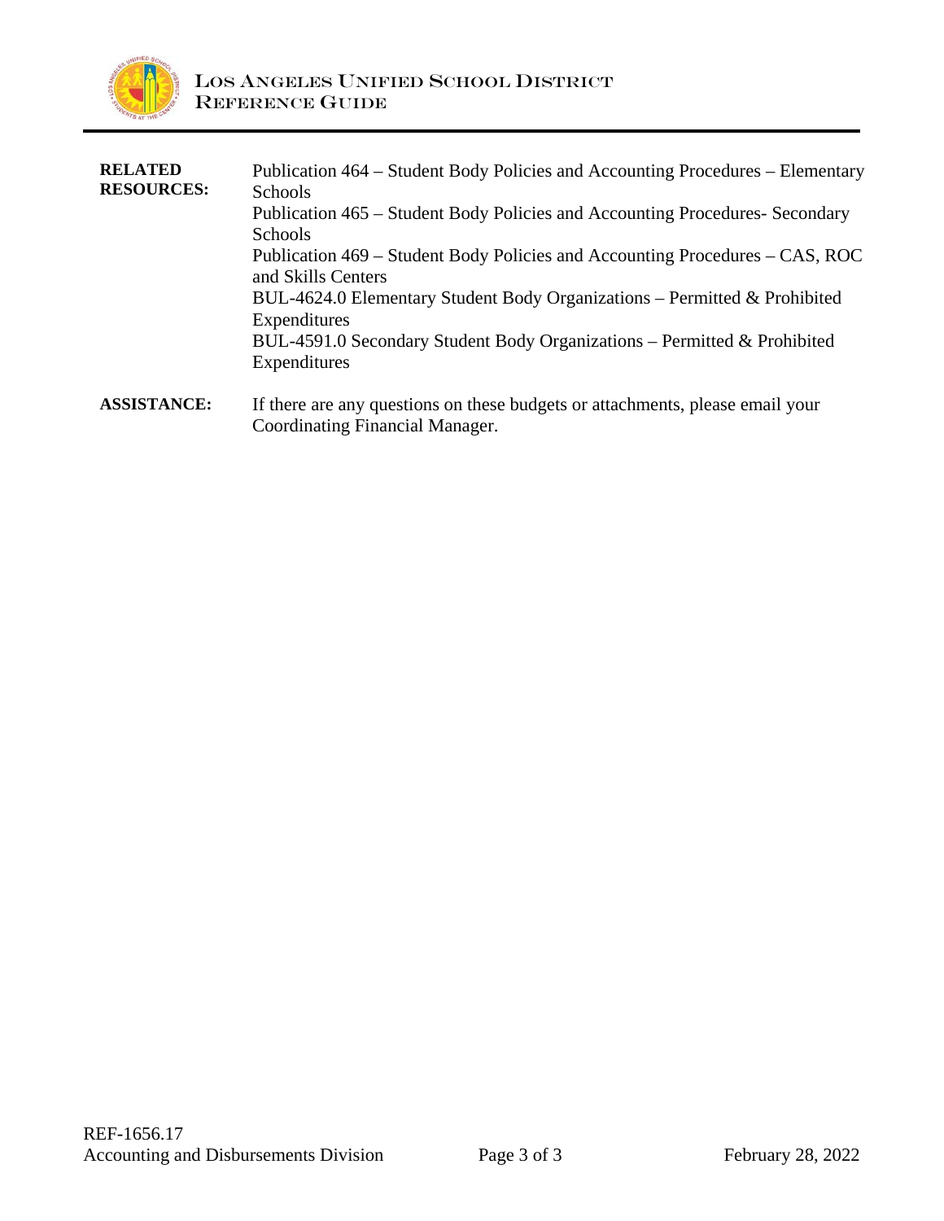| | |
|---|---|
| **RELATED RESOURCES:** | Publication 464 – Student Body Policies and Accounting Procedures – Elementary Schools<br>Publication 465 – Student Body Policies and Accounting Procedures- Secondary Schools<br>Publication 469 – Student Body Policies and Accounting Procedures – CAS, ROC and Skills Centers<br>BUL-4624.0 Elementary Student Body Organizations – Permitted & Prohibited Expenditures<br>BUL-4591.0 Secondary Student Body Organizations – Permitted & Prohibited Expenditures |
| **ASSISTANCE:** | If there are any questions on these budgets or attachments, please email your Coordinating Financial Manager. |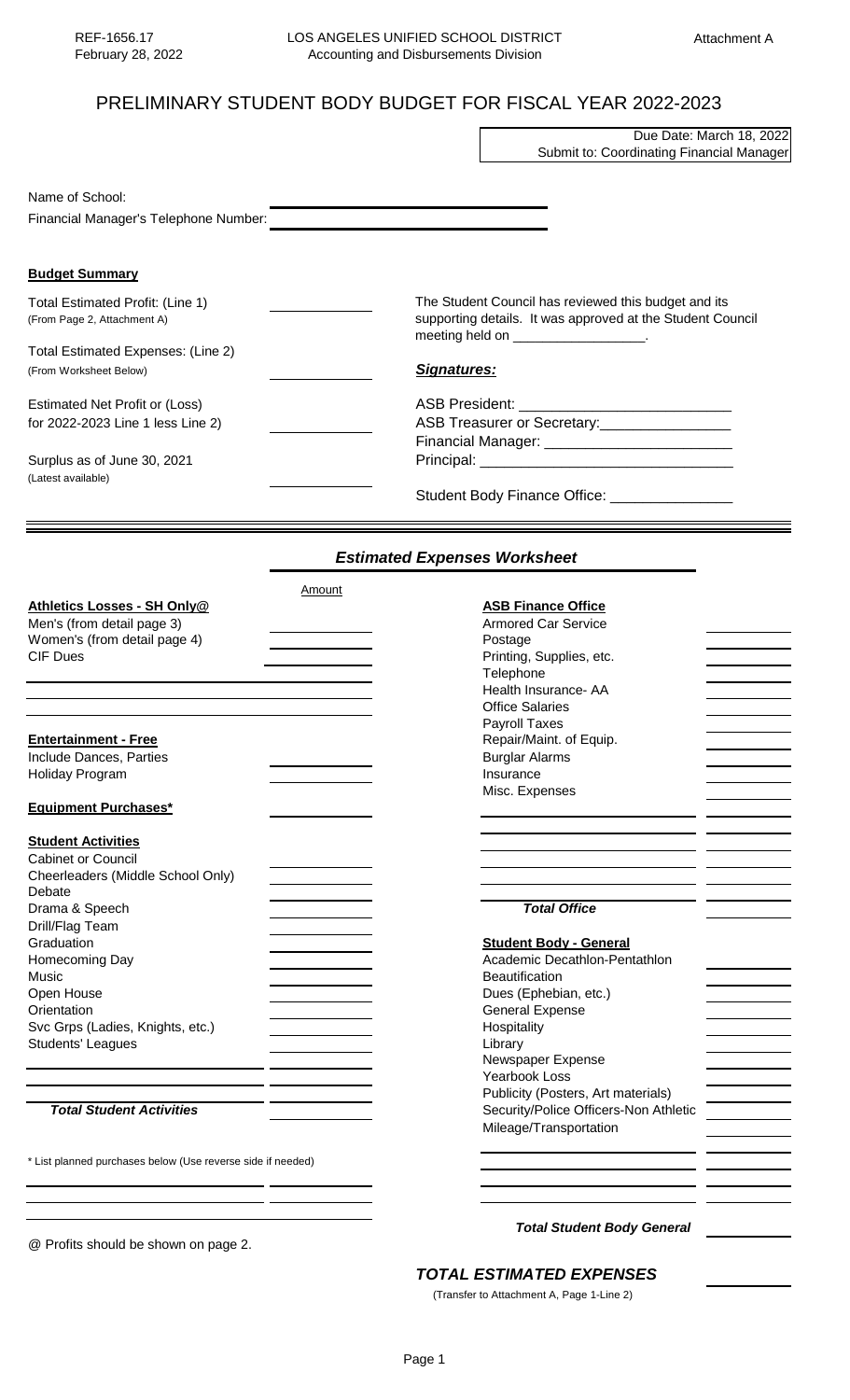REF-1656.17
February 28, 2022

LOS ANGELES UNIFIED SCHOOL DISTRICT
Accounting and Disbursements Division

Attachment A

# PRELIMINARY STUDENT BODY BUDGET FOR FISCAL YEAR 2022-2023

Due Date: March 18, 2022
Submit to: Coordinating Financial Manager

Name of School: ______________________

Financial Manager's Telephone Number: ______________________

**Budget Summary**

| | |
|---|---|
| Total Estimated Profit: (Line 1) (From Page 2, Attachment A) | ________ |
| Total Estimated Expenses: (Line 2) (From Worksheet Below) | ________ |
| Estimated Net Profit or (Loss) for 2022-2023 Line 1 less Line 2 | ________ |
| Surplus as of June 30, 2021 (Latest available) | ________ |

The Student Council has reviewed this budget and its supporting details. It was approved at the Student Council meeting held on _________________.

***Signatures:***

ASB President: __________________________

ASB Treasurer or Secretary: ________________

Financial Manager: _______________________

Principal: ______________________________

Student Body Finance Office: _______________

## *Estimated Expenses Worksheet*

| | Amount |
|---|---|
| **Athletics Losses - SH Only@** | |
| Men's (from detail page 3) | |
| Women's (from detail page 4) | |
| CIF Dues | |
| | |
| | |
| | |
| **Entertainment - Free** | |
| Include Dances, Parties | |
| Holiday Program | |
| **Equipment Purchases*** | |
| **Student Activities** | |
| Cabinet or Council | |
| Cheerleaders (Middle School Only) | |
| Debate | |
| Drama & Speech | |
| Drill/Flag Team | |
| Graduation | |
| Homecoming Day | |
| Music | |
| Open House | |
| Orientation | |
| Svc Grps (Ladies, Knights, etc.) | |
| Students' Leagues | |
| | |
| | |
| ***Total Student Activities*** | |

| | |
|---|---|
| **ASB Finance Office** | |
| Armored Car Service | |
| Postage | |
| Printing, Supplies, etc. | |
| Telephone | |
| Health Insurance- AA | |
| Office Salaries | |
| Payroll Taxes | |
| Repair/Maint. of Equip. | |
| Burglar Alarms | |
| Insurance | |
| Misc. Expenses | |
| | |
| | |
| | |
| ***Total Office*** | |
| **Student Body - General** | |
| Academic Decathlon-Pentathlon | |
| Beautification | |
| Dues (Ephebian, etc.) | |
| General Expense | |
| Hospitality | |
| Library | |
| Newspaper Expense | |
| Yearbook Loss | |
| Publicity (Posters, Art materials) | |
| Security/Police Officers-Non Athletic | |
| Mileage/Transportation | |
| | |
| | |
| | |
| ***Total Student Body General*** | |

\* List planned purchases below (Use reverse side if needed)

| | |
|---|---|
| | |
| | |

@ Profits should be shown on page 2.

***TOTAL ESTIMATED EXPENSES*** ________
(Transfer to Attachment A, Page 1-Line 2)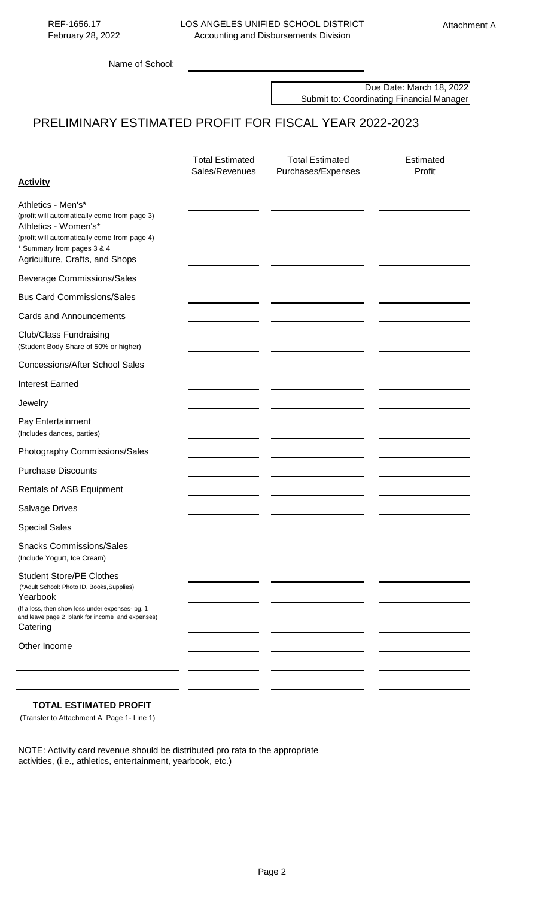REF-1656.17
February 28, 2022

LOS ANGELES UNIFIED SCHOOL DISTRICT
Accounting and Disbursements Division

Attachment A

Name of School: ____________________

Due Date: March 18, 2022
Submit to: Coordinating Financial Manager

# PRELIMINARY ESTIMATED PROFIT FOR FISCAL YEAR 2022-2023

| **Activity** | Total Estimated Sales/Revenues | Total Estimated Purchases/Expenses | Estimated Profit |
|---|---|---|---|
| Athletics - Men's* (profit will automatically come from page 3) | | | |
| Athletics - Women's* (profit will automatically come from page 4) * Summary from pages 3 & 4 | | | |
| Agriculture, Crafts, and Shops | | | |
| Beverage Commissions/Sales | | | |
| Bus Card Commissions/Sales | | | |
| Cards and Announcements | | | |
| Club/Class Fundraising (Student Body Share of 50% or higher) | | | |
| Concessions/After School Sales | | | |
| Interest Earned | | | |
| Jewelry | | | |
| Pay Entertainment (Includes dances, parties) | | | |
| Photography Commissions/Sales | | | |
| Purchase Discounts | | | |
| Rentals of ASB Equipment | | | |
| Salvage Drives | | | |
| Special Sales | | | |
| Snacks Commissions/Sales (Include Yogurt, Ice Cream) | | | |
| Student Store/PE Clothes (*Adult School: Photo ID, Books, Supplies) | | | |
| Yearbook (If a loss, then show loss under expenses- pg. 1 and leave page 2 blank for income and expenses) | | | |
| Catering | | | |
| Other Income | | | |
| | | | |
| | | | |
| **TOTAL ESTIMATED PROFIT** (Transfer to Attachment A, Page 1- Line 1) | | | |

NOTE: Activity card revenue should be distributed pro rata to the appropriate activities, (i.e., athletics, entertainment, yearbook, etc.)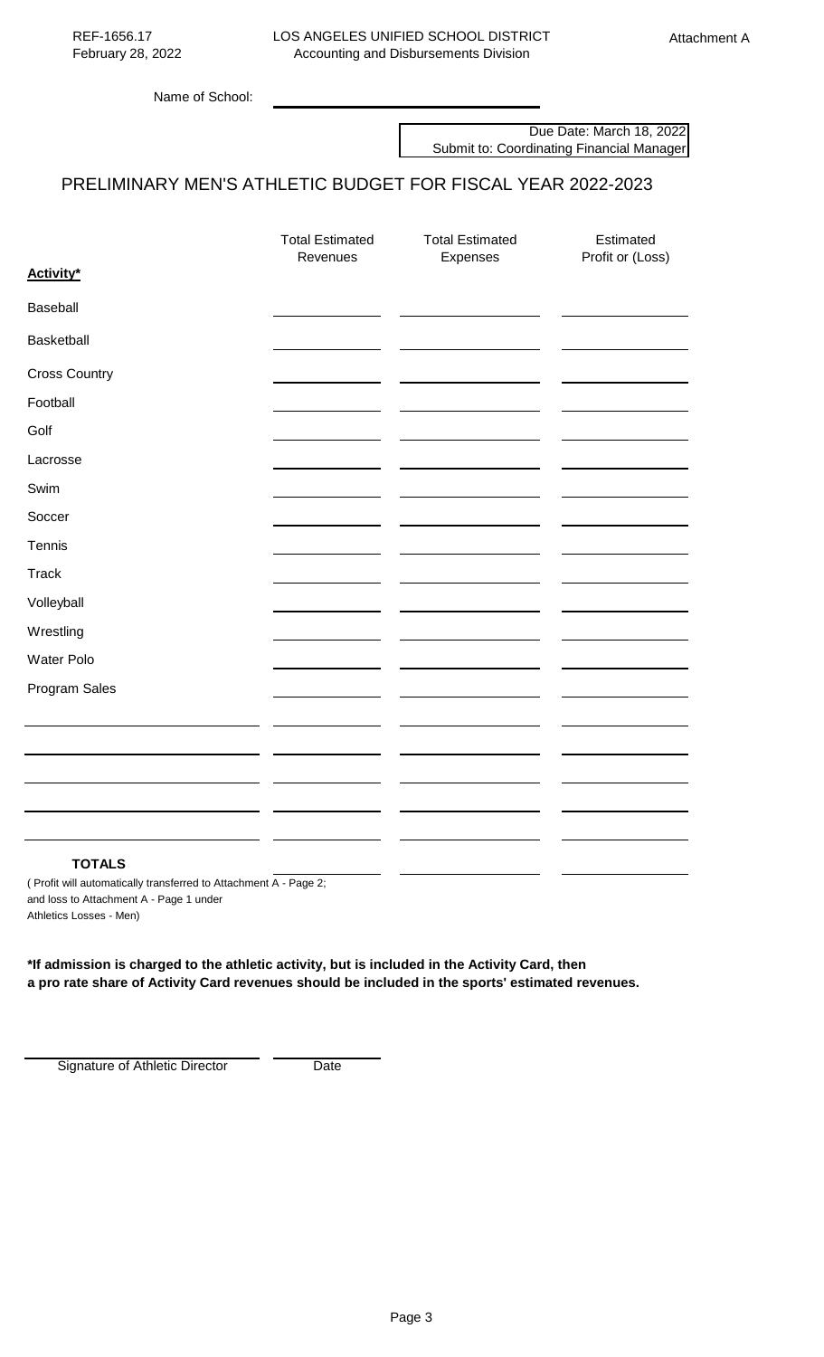REF-1656.17
February 28, 2022

LOS ANGELES UNIFIED SCHOOL DISTRICT
Accounting and Disbursements Division

Attachment A

Name of School: ______________________

Due Date: March 18, 2022
Submit to: Coordinating Financial Manager

# PRELIMINARY MEN'S ATHLETIC BUDGET FOR FISCAL YEAR 2022-2023

| **Activity*** | Total Estimated Revenues | Total Estimated Expenses | Estimated Profit or (Loss) |
|---|---|---|---|
| Baseball | | | |
| Basketball | | | |
| Cross Country | | | |
| Football | | | |
| Golf | | | |
| Lacrosse | | | |
| Swim | | | |
| Soccer | | | |
| Tennis | | | |
| Track | | | |
| Volleyball | | | |
| Wrestling | | | |
| Water Polo | | | |
| Program Sales | | | |
| | | | |
| | | | |
| | | | |
| | | | |
| | | | |
| **TOTALS** | | | |

( Profit will automatically transferred to Attachment A - Page 2; and loss to Attachment A - Page 1 under Athletics Losses - Men)

**\*If admission is charged to the athletic activity, but is included in the Activity Card, then a pro rate share of Activity Card revenues should be included in the sports' estimated revenues.**

______________________ __________
Signature of Athletic Director   Date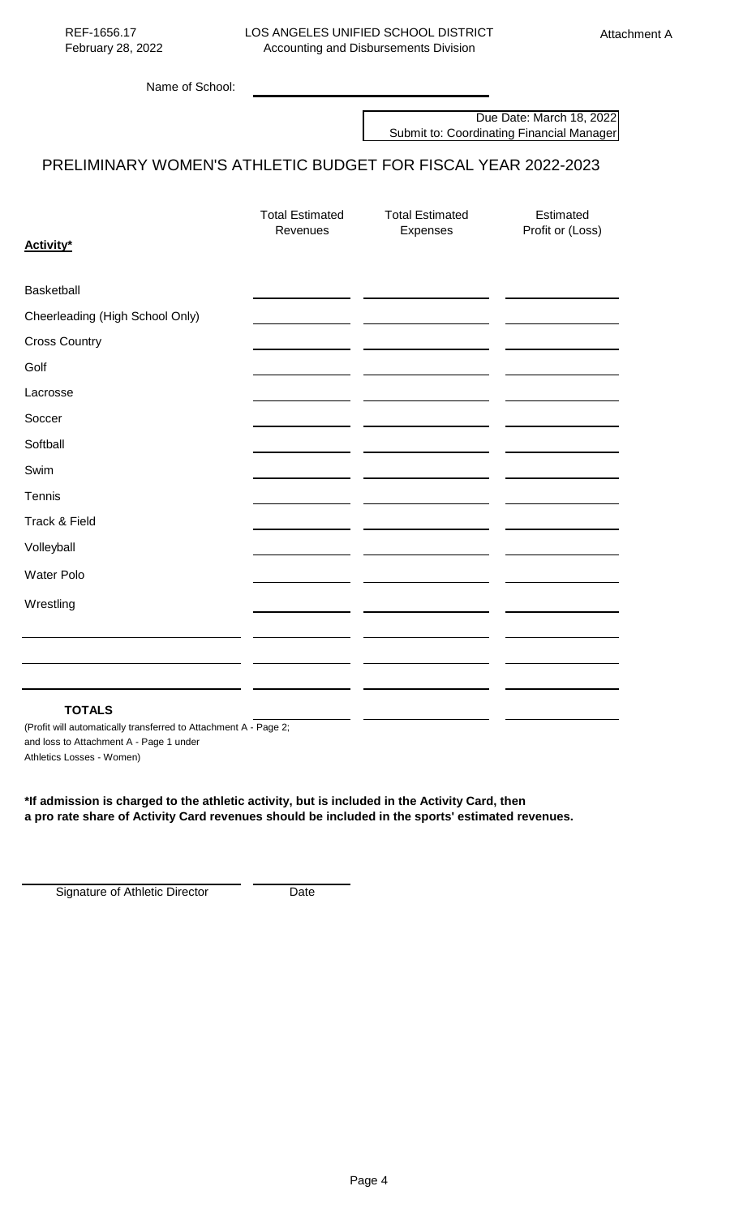REF-1656.17
February 28, 2022

LOS ANGELES UNIFIED SCHOOL DISTRICT
Accounting and Disbursements Division

Attachment A

Name of School: ______________________

Due Date: March 18, 2022
Submit to: Coordinating Financial Manager

# PRELIMINARY WOMEN'S ATHLETIC BUDGET FOR FISCAL YEAR 2022-2023

| Activity* | Total Estimated Revenues | Total Estimated Expenses | Estimated Profit or (Loss) |
|---|---|---|---|
| Basketball | | | |
| Cheerleading (High School Only) | | | |
| Cross Country | | | |
| Golf | | | |
| Lacrosse | | | |
| Soccer | | | |
| Softball | | | |
| Swim | | | |
| Tennis | | | |
| Track & Field | | | |
| Volleyball | | | |
| Water Polo | | | |
| Wrestling | | | |
| | | | |
| | | | |
| | | | |
| **TOTALS** | | | |

(Profit will automatically transferred to Attachment A - Page 2; and loss to Attachment A - Page 1 under Athletics Losses - Women)

**\*If admission is charged to the athletic activity, but is included in the Activity Card, then a pro rate share of Activity Card revenues should be included in the sports' estimated revenues.**

______________________ ____________
Signature of Athletic Director Date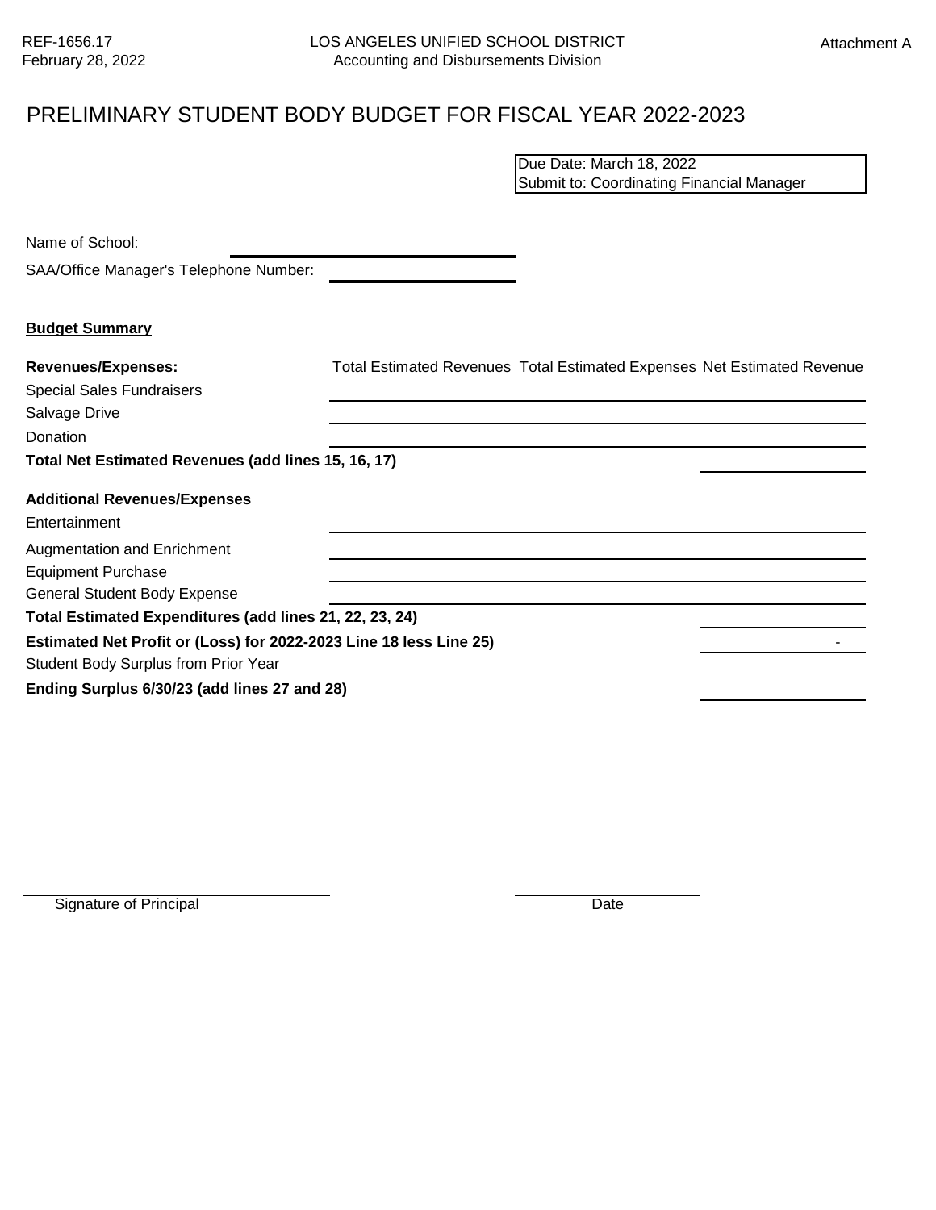REF-1656.17
February 28, 2022

LOS ANGELES UNIFIED SCHOOL DISTRICT
Accounting and Disbursements Division

Attachment A

# PRELIMINARY STUDENT BODY BUDGET FOR FISCAL YEAR 2022-2023

Due Date: March 18, 2022
Submit to: Coordinating Financial Manager

Name of School: ______________________

SAA/Office Manager's Telephone Number: ______________________

**Budget Summary**

| **Revenues/Expenses:** | Total Estimated Revenues | Total Estimated Expenses | Net Estimated Revenue |
| --- | --- | --- | --- |
| Special Sales Fundraisers | | | |
| Salvage Drive | | | |
| Donation | | | |
| **Total Net Estimated Revenues (add lines 15, 16, 17)** | | | |
| **Additional Revenues/Expenses** | | | |
| Entertainment | | | |
| Augmentation and Enrichment | | | |
| Equipment Purchase | | | |
| General Student Body Expense | | | |
| **Total Estimated Expenditures (add lines 21, 22, 23, 24)** | | | |
| **Estimated Net Profit or (Loss) for 2022-2023 Line 18 less Line 25)** | | | - |
| Student Body Surplus from Prior Year | | | |
| **Ending Surplus 6/30/23 (add lines 27 and 28)** | | | |

______________________
Signature of Principal

______________________
Date